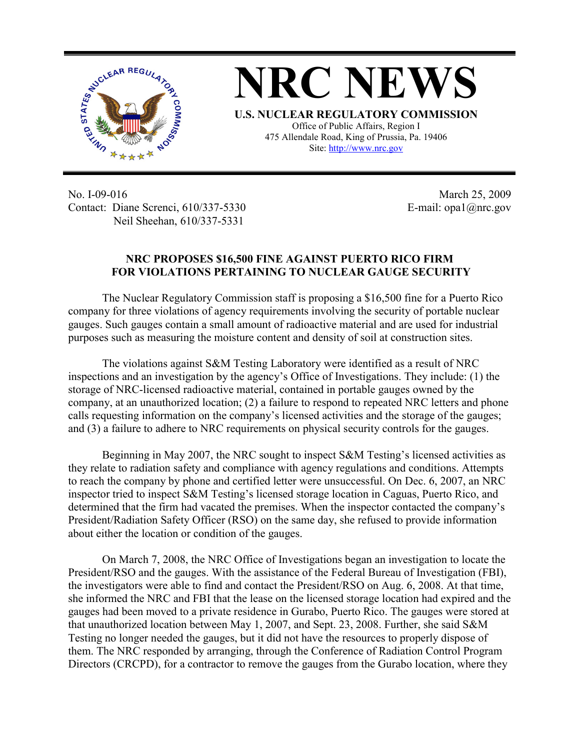# NRC NEWS

**U.S. NUCLEAR REGULATORY COMMISSION**

Office of Public Affairs, Region I
475 Allendale Road, King of Prussia, Pa. 19406
Site: http://www.nrc.gov

No. I-09-016
Contact: Diane Screnci, 610/337-5330
Neil Sheehan, 610/337-5331

March 25, 2009
E-mail: opa1@nrc.gov

## NRC PROPOSES $16,500 FINE AGAINST PUERTO RICO FIRM FOR VIOLATIONS PERTAINING TO NUCLEAR GAUGE SECURITY

The Nuclear Regulatory Commission staff is proposing a $16,500 fine for a Puerto Rico company for three violations of agency requirements involving the security of portable nuclear gauges. Such gauges contain a small amount of radioactive material and are used for industrial purposes such as measuring the moisture content and density of soil at construction sites.

The violations against S&M Testing Laboratory were identified as a result of NRC inspections and an investigation by the agency's Office of Investigations. They include: (1) the storage of NRC-licensed radioactive material, contained in portable gauges owned by the company, at an unauthorized location; (2) a failure to respond to repeated NRC letters and phone calls requesting information on the company's licensed activities and the storage of the gauges; and (3) a failure to adhere to NRC requirements on physical security controls for the gauges.

Beginning in May 2007, the NRC sought to inspect S&M Testing's licensed activities as they relate to radiation safety and compliance with agency regulations and conditions. Attempts to reach the company by phone and certified letter were unsuccessful. On Dec. 6, 2007, an NRC inspector tried to inspect S&M Testing's licensed storage location in Caguas, Puerto Rico, and determined that the firm had vacated the premises. When the inspector contacted the company's President/Radiation Safety Officer (RSO) on the same day, she refused to provide information about either the location or condition of the gauges.

On March 7, 2008, the NRC Office of Investigations began an investigation to locate the President/RSO and the gauges. With the assistance of the Federal Bureau of Investigation (FBI), the investigators were able to find and contact the President/RSO on Aug. 6, 2008. At that time, she informed the NRC and FBI that the lease on the licensed storage location had expired and the gauges had been moved to a private residence in Gurabo, Puerto Rico. The gauges were stored at that unauthorized location between May 1, 2007, and Sept. 23, 2008. Further, she said S&M Testing no longer needed the gauges, but it did not have the resources to properly dispose of them. The NRC responded by arranging, through the Conference of Radiation Control Program Directors (CRCPD), for a contractor to remove the gauges from the Gurabo location, where they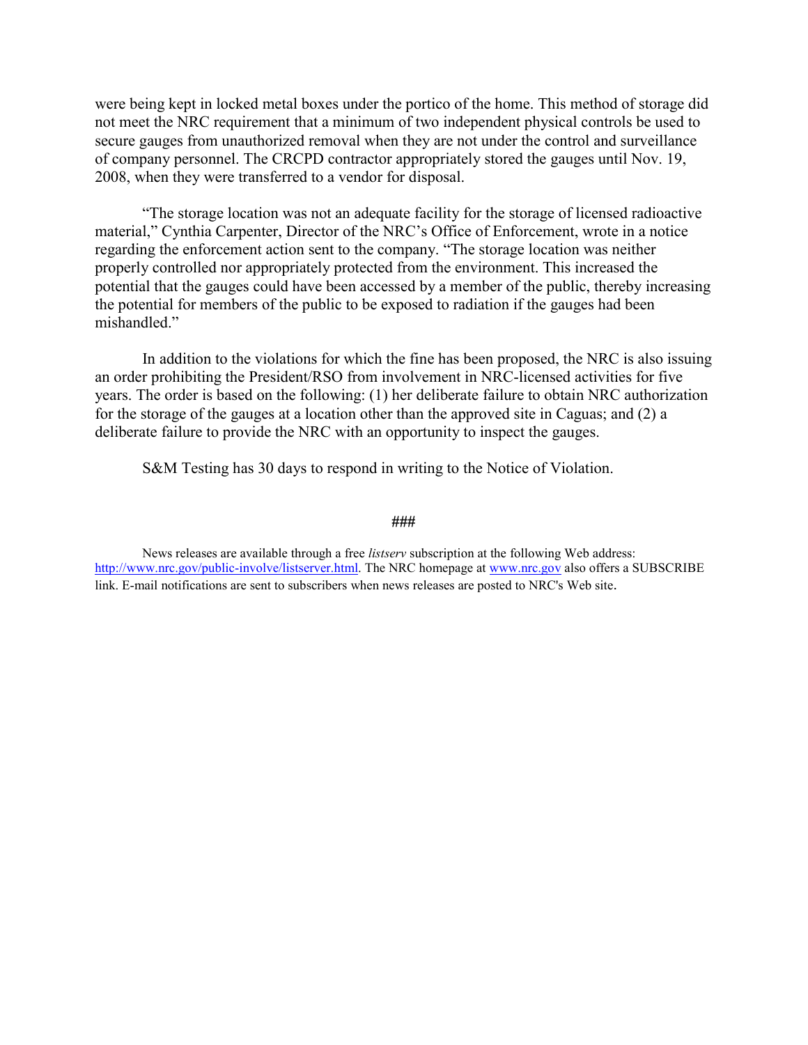were being kept in locked metal boxes under the portico of the home. This method of storage did not meet the NRC requirement that a minimum of two independent physical controls be used to secure gauges from unauthorized removal when they are not under the control and surveillance of company personnel. The CRCPD contractor appropriately stored the gauges until Nov. 19, 2008, when they were transferred to a vendor for disposal.

"The storage location was not an adequate facility for the storage of licensed radioactive material," Cynthia Carpenter, Director of the NRC's Office of Enforcement, wrote in a notice regarding the enforcement action sent to the company. "The storage location was neither properly controlled nor appropriately protected from the environment. This increased the potential that the gauges could have been accessed by a member of the public, thereby increasing the potential for members of the public to be exposed to radiation if the gauges had been mishandled."

In addition to the violations for which the fine has been proposed, the NRC is also issuing an order prohibiting the President/RSO from involvement in NRC-licensed activities for five years. The order is based on the following: (1) her deliberate failure to obtain NRC authorization for the storage of the gauges at a location other than the approved site in Caguas; and (2) a deliberate failure to provide the NRC with an opportunity to inspect the gauges.

S&M Testing has 30 days to respond in writing to the Notice of Violation.

###

News releases are available through a free *listserv* subscription at the following Web address: http://www.nrc.gov/public-involve/listserver.html. The NRC homepage at www.nrc.gov also offers a SUBSCRIBE link. E-mail notifications are sent to subscribers when news releases are posted to NRC's Web site.